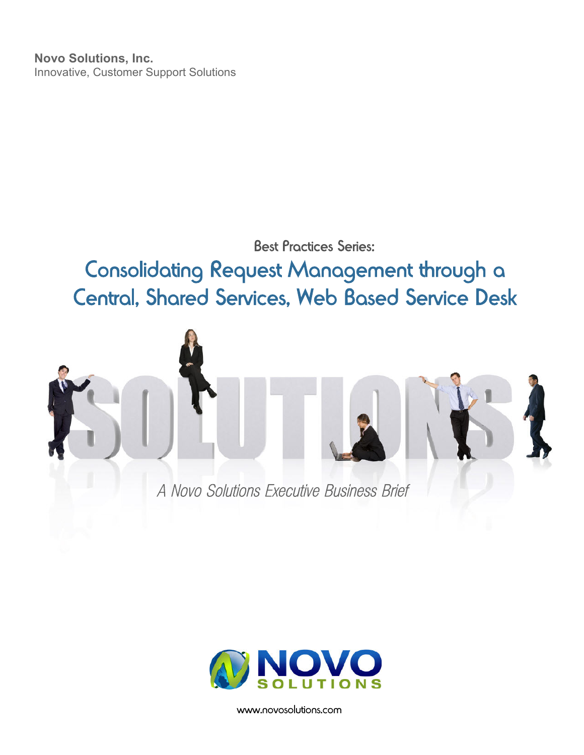**Novo Solutions, Inc.**
Innovative, Customer Support Solutions

Best Practices Series:

# Consolidating Request Management through a Central, Shared Services, Web Based Service Desk

*A Novo Solutions Executive Business Brief*

NOVO SOLUTIONS

www.novosolutions.com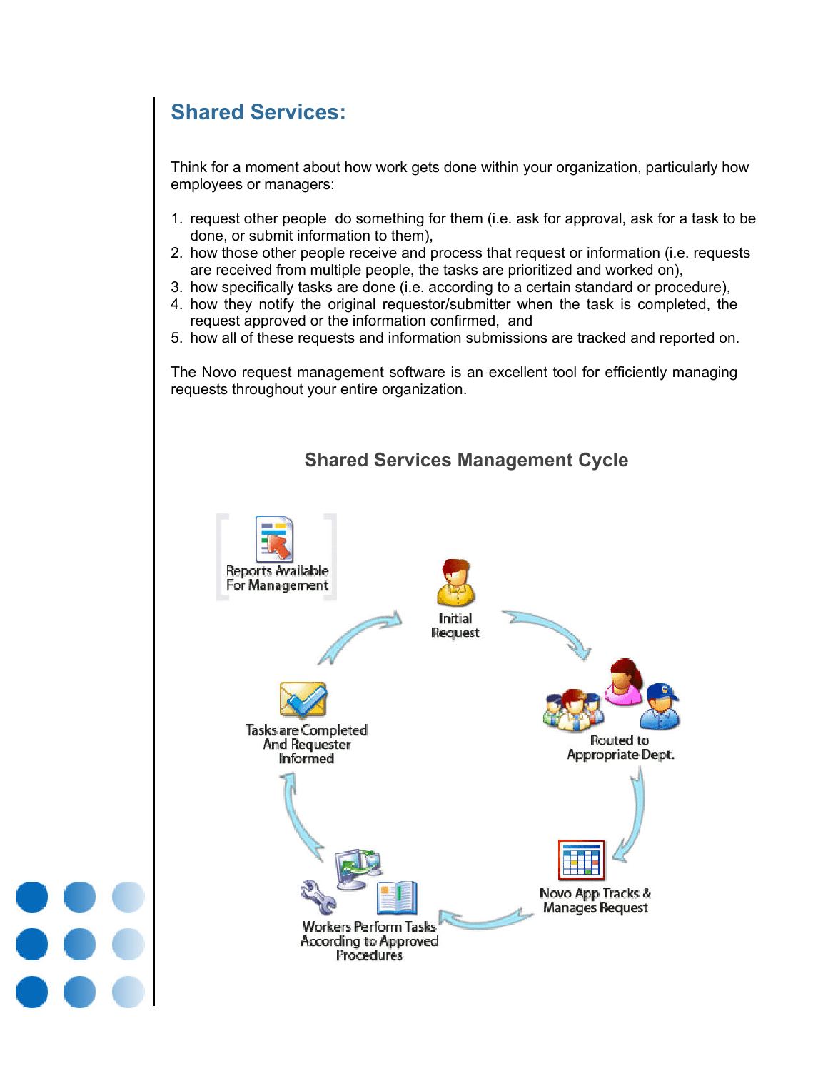## Shared Services:

Think for a moment about how work gets done within your organization, particularly how employees or managers:

1. request other people do something for them (i.e. ask for approval, ask for a task to be done, or submit information to them),
2. how those other people receive and process that request or information (i.e. requests are received from multiple people, the tasks are prioritized and worked on),
3. how specifically tasks are done (i.e. according to a certain standard or procedure),
4. how they notify the original requestor/submitter when the task is completed, the request approved or the information confirmed, and
5. how all of these requests and information submissions are tracked and reported on.

The Novo request management software is an excellent tool for efficiently managing requests throughout your entire organization.

### Shared Services Management Cycle

Reports Available For Management

Initial Request

Routed to Appropriate Dept.

Novo App Tracks & Manages Request

Workers Perform Tasks According to Approved Procedures

Tasks are Completed And Requester Informed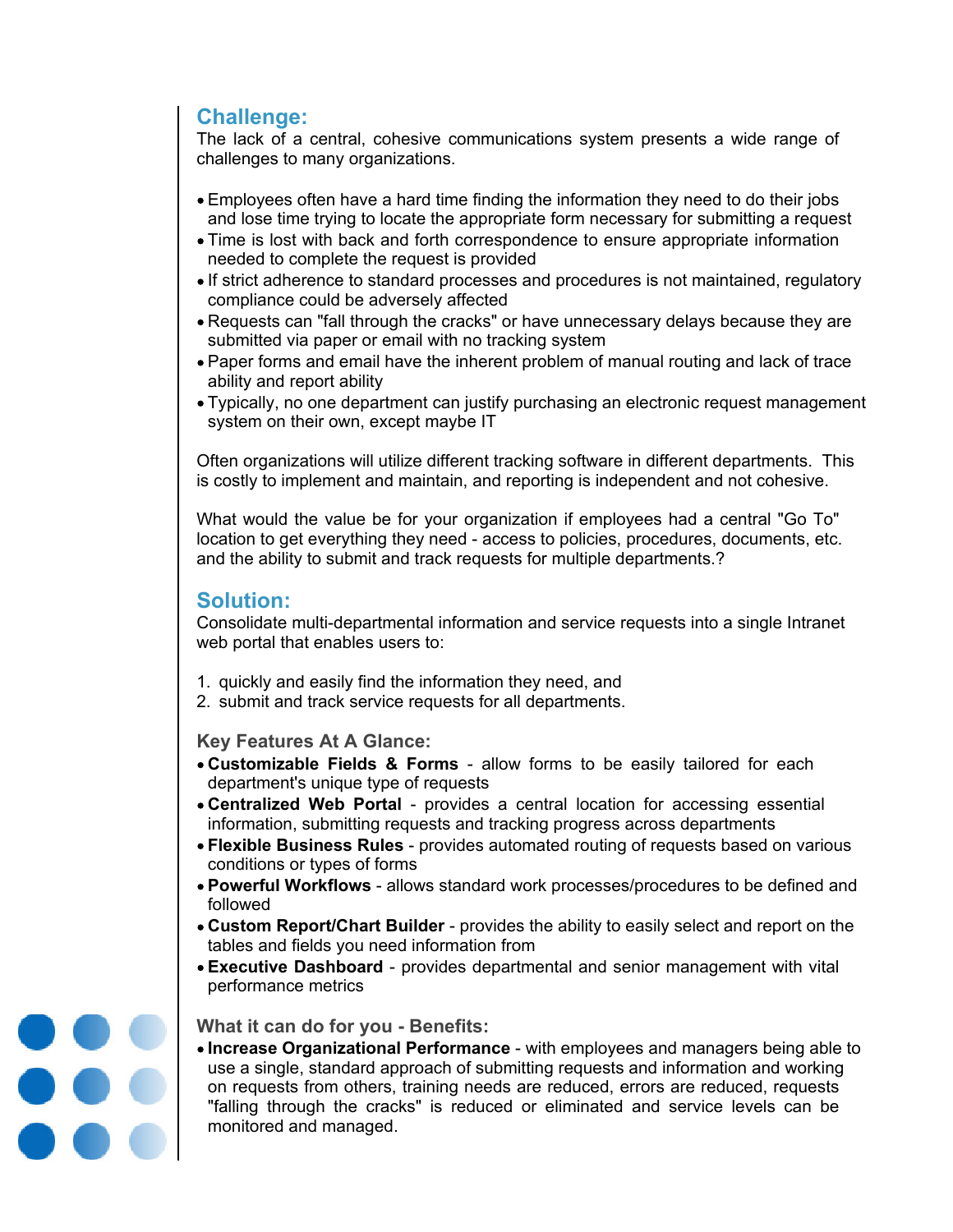## Challenge:

The lack of a central, cohesive communications system presents a wide range of challenges to many organizations.

- Employees often have a hard time finding the information they need to do their jobs and lose time trying to locate the appropriate form necessary for submitting a request
- Time is lost with back and forth correspondence to ensure appropriate information needed to complete the request is provided
- If strict adherence to standard processes and procedures is not maintained, regulatory compliance could be adversely affected
- Requests can "fall through the cracks" or have unnecessary delays because they are submitted via paper or email with no tracking system
- Paper forms and email have the inherent problem of manual routing and lack of trace ability and report ability
- Typically, no one department can justify purchasing an electronic request management system on their own, except maybe IT

Often organizations will utilize different tracking software in different departments. This is costly to implement and maintain, and reporting is independent and not cohesive.

What would the value be for your organization if employees had a central "Go To" location to get everything they need - access to policies, procedures, documents, etc. and the ability to submit and track requests for multiple departments.?

## Solution:

Consolidate multi-departmental information and service requests into a single Intranet web portal that enables users to:

1. quickly and easily find the information they need, and
2. submit and track service requests for all departments.

### Key Features At A Glance:

- **Customizable Fields & Forms** - allow forms to be easily tailored for each department's unique type of requests
- **Centralized Web Portal** - provides a central location for accessing essential information, submitting requests and tracking progress across departments
- **Flexible Business Rules** - provides automated routing of requests based on various conditions or types of forms
- **Powerful Workflows** - allows standard work processes/procedures to be defined and followed
- **Custom Report/Chart Builder** - provides the ability to easily select and report on the tables and fields you need information from
- **Executive Dashboard** - provides departmental and senior management with vital performance metrics

### What it can do for you - Benefits:

- **Increase Organizational Performance** - with employees and managers being able to use a single, standard approach of submitting requests and information and working on requests from others, training needs are reduced, errors are reduced, requests "falling through the cracks" is reduced or eliminated and service levels can be monitored and managed.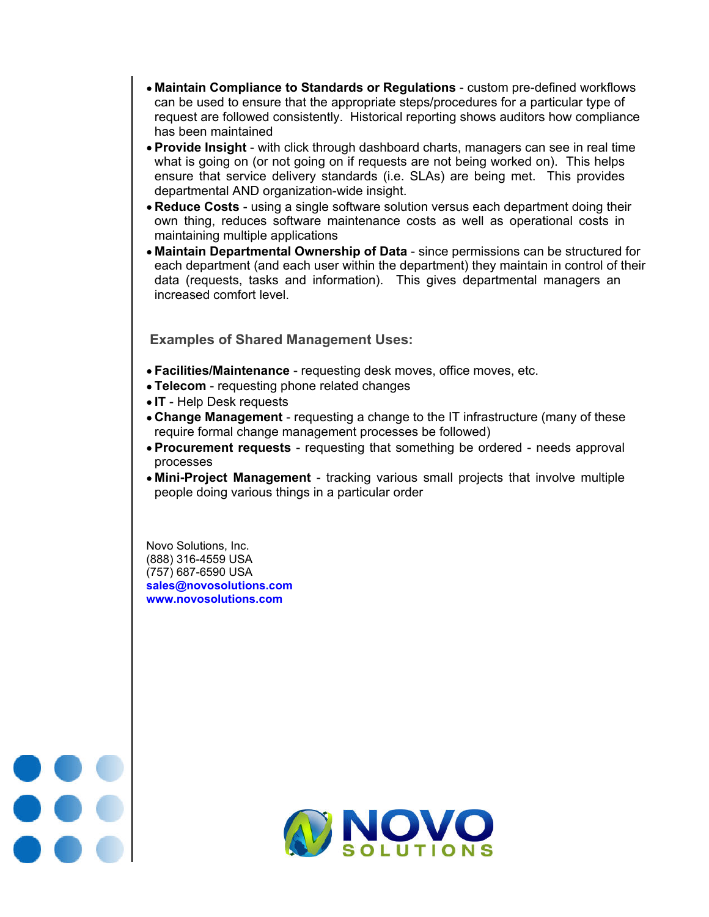- **Maintain Compliance to Standards or Regulations** - custom pre-defined workflows can be used to ensure that the appropriate steps/procedures for a particular type of request are followed consistently. Historical reporting shows auditors how compliance has been maintained
- **Provide Insight** - with click through dashboard charts, managers can see in real time what is going on (or not going on if requests are not being worked on). This helps ensure that service delivery standards (i.e. SLAs) are being met. This provides departmental AND organization-wide insight.
- **Reduce Costs** - using a single software solution versus each department doing their own thing, reduces software maintenance costs as well as operational costs in maintaining multiple applications
- **Maintain Departmental Ownership of Data** - since permissions can be structured for each department (and each user within the department) they maintain in control of their data (requests, tasks and information). This gives departmental managers an increased comfort level.

## Examples of Shared Management Uses:

- **Facilities/Maintenance** - requesting desk moves, office moves, etc.
- **Telecom** - requesting phone related changes
- **IT** - Help Desk requests
- **Change Management** - requesting a change to the IT infrastructure (many of these require formal change management processes be followed)
- **Procurement requests** - requesting that something be ordered - needs approval processes
- **Mini-Project Management** - tracking various small projects that involve multiple people doing various things in a particular order

Novo Solutions, Inc.
(888) 316-4559 USA
(757) 687-6590 USA
**sales@novosolutions.com**
**www.novosolutions.com**

NOVO SOLUTIONS